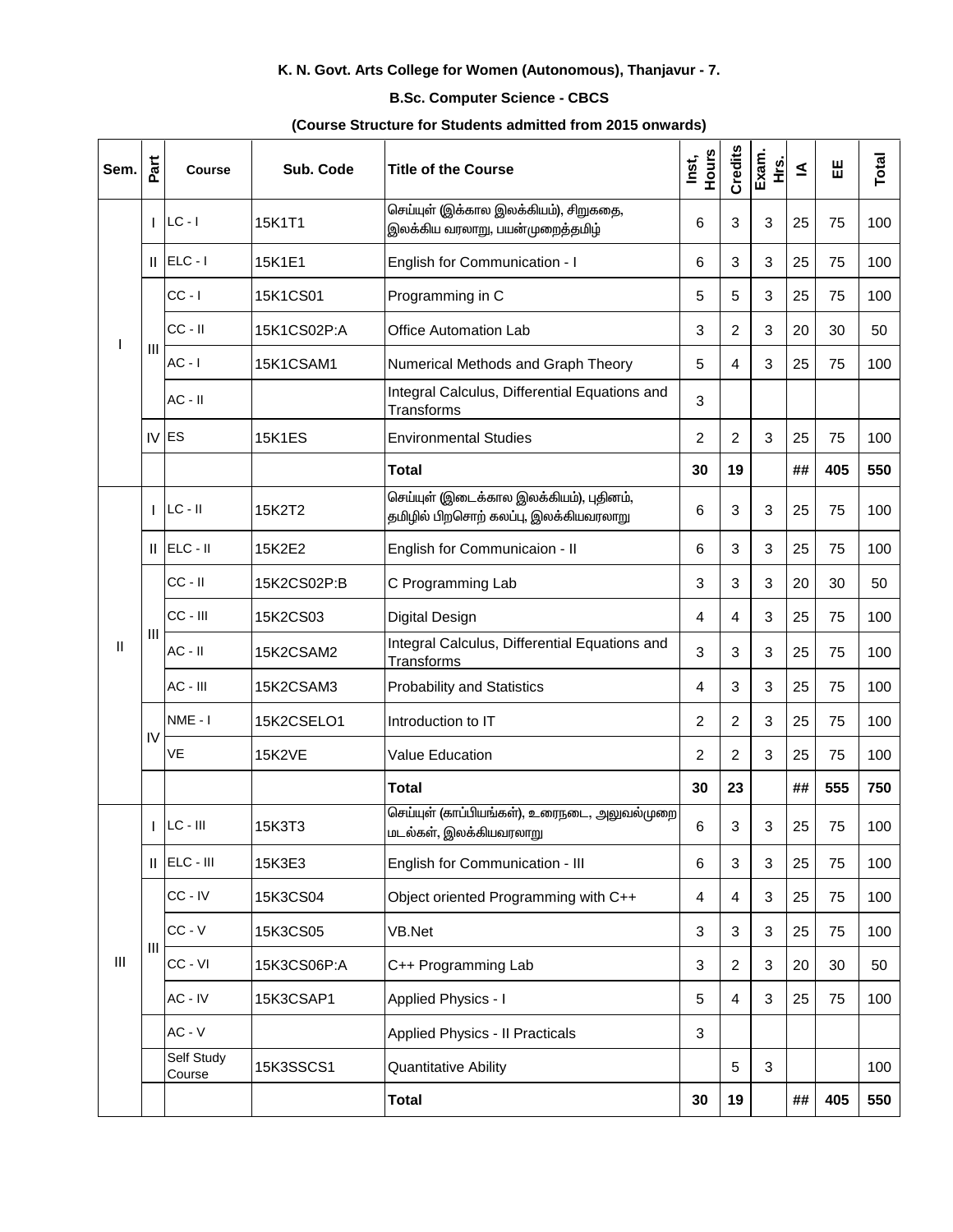**K. N. Govt. Arts College for Women (Autonomous), Thanjavur - 7.**

**B.Sc. Computer Science - CBCS**

**(Course Structure for Students admitted from 2015 onwards)**

| Sem. | Part | Course | Sub. Code | Title of the Course | Inst, Hours | Credits | Exam. Hrs. | IA | EE | Total |
|---|---|---|---|---|---|---|---|---|---|---|
| I | I | LC - I | 15K1T1 | செய்யுள் (இக்கால இலக்கியம்), சிறுகதை, இலக்கிய வரலாறு, பயன்முறைத்தமிழ் | 6 | 3 | 3 | 25 | 75 | 100 |
| | II | ELC - I | 15K1E1 | English for Communication - I | 6 | 3 | 3 | 25 | 75 | 100 |
| | III | CC - I | 15K1CS01 | Programming in C | 5 | 5 | 3 | 25 | 75 | 100 |
| | | CC - II | 15K1CS02P:A | Office Automation Lab | 3 | 2 | 3 | 20 | 30 | 50 |
| | | AC - I | 15K1CSAM1 | Numerical Methods and Graph Theory | 5 | 4 | 3 | 25 | 75 | 100 |
| | | AC - II | | Integral Calculus, Differential Equations and Transforms | 3 | | | | | |
| | IV | ES | 15K1ES | Environmental Studies | 2 | 2 | 3 | 25 | 75 | 100 |
| | | | | **Total** | **30** | **19** | | **##** | **405** | **550** |
| II | I | LC - II | 15K2T2 | செய்யுள் (இடைக்கால இலக்கியம்), புதினம், தமிழில் பிறசொற் கலப்பு, இலக்கியவரலாறு | 6 | 3 | 3 | 25 | 75 | 100 |
| | II | ELC - II | 15K2E2 | English for Communicaion - II | 6 | 3 | 3 | 25 | 75 | 100 |
| | III | CC - II | 15K2CS02P:B | C Programming Lab | 3 | 3 | 3 | 20 | 30 | 50 |
| | | CC - III | 15K2CS03 | Digital Design | 4 | 4 | 3 | 25 | 75 | 100 |
| | | AC - II | 15K2CSAM2 | Integral Calculus, Differential Equations and Transforms | 3 | 3 | 3 | 25 | 75 | 100 |
| | | AC - III | 15K2CSAM3 | Probability and Statistics | 4 | 3 | 3 | 25 | 75 | 100 |
| | IV | NME - I | 15K2CSELO1 | Introduction to IT | 2 | 2 | 3 | 25 | 75 | 100 |
| | | VE | 15K2VE | Value Education | 2 | 2 | 3 | 25 | 75 | 100 |
| | | | | **Total** | **30** | **23** | | **##** | **555** | **750** |
| III | I | LC - III | 15K3T3 | செய்யுள் (காப்பியங்கள்), உரைநடை, அலுவல்முறை மடல்கள், இலக்கியவரலாறு | 6 | 3 | 3 | 25 | 75 | 100 |
| | II | ELC - III | 15K3E3 | English for Communication - III | 6 | 3 | 3 | 25 | 75 | 100 |
| | III | CC - IV | 15K3CS04 | Object oriented Programming with C++ | 4 | 4 | 3 | 25 | 75 | 100 |
| | | CC - V | 15K3CS05 | VB.Net | 3 | 3 | 3 | 25 | 75 | 100 |
| | | CC - VI | 15K3CS06P:A | C++ Programming Lab | 3 | 2 | 3 | 20 | 30 | 50 |
| | | AC - IV | 15K3CSAP1 | Applied Physics - I | 5 | 4 | 3 | 25 | 75 | 100 |
| | | AC - V | | Applied Physics - II Practicals | 3 | | | | | |
| | | Self Study Course | 15K3SSCS1 | Quantitative Ability | | 5 | 3 | | | 100 |
| | | | | **Total** | **30** | **19** | | **##** | **405** | **550** |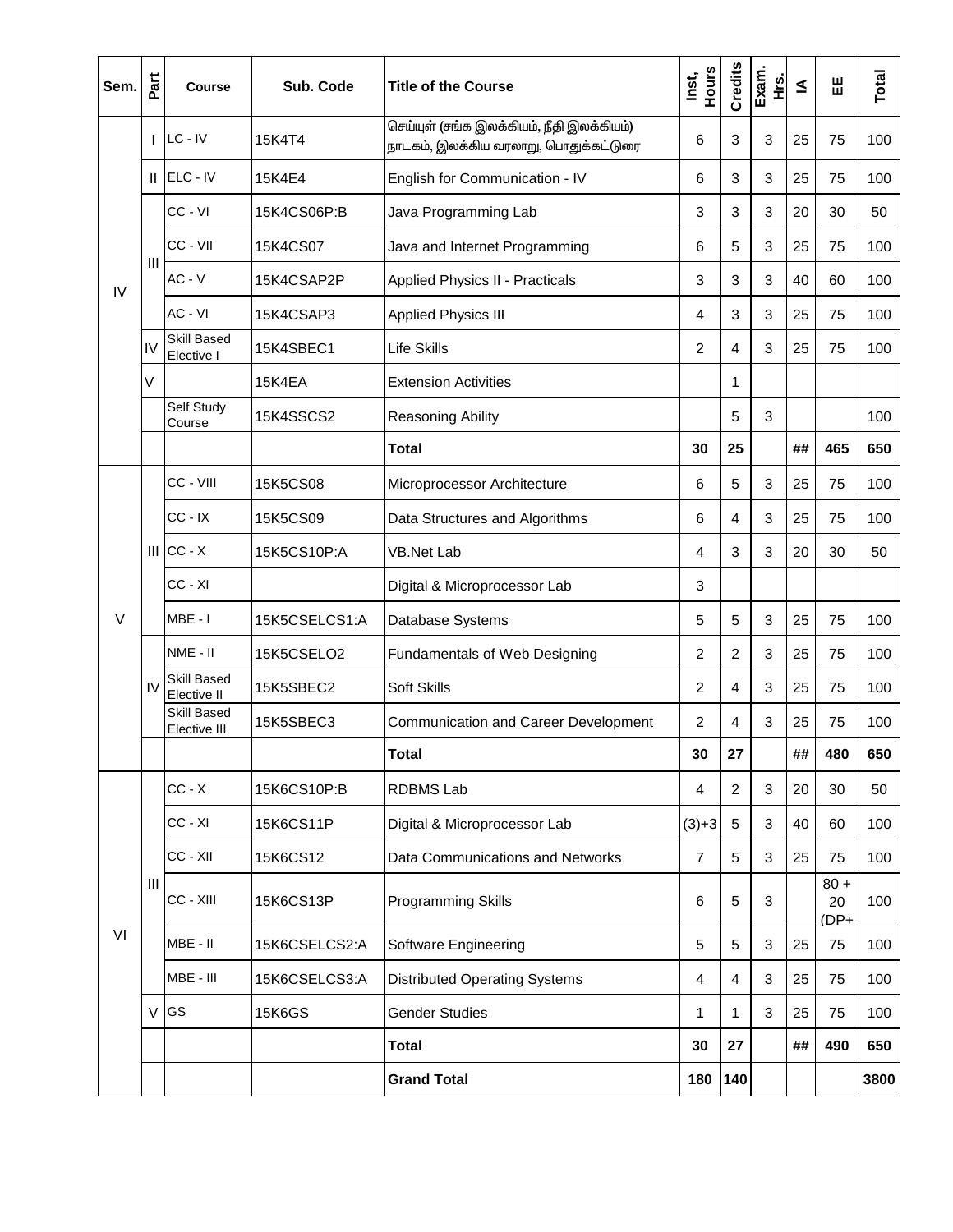| Sem. | Part | Course | Sub. Code | Title of the Course | Inst, Hours | Credits | Exam. Hrs. | IA | EE | Total |
|---|---|---|---|---|---|---|---|---|---|---|
| IV | I | LC - IV | 15K4T4 | செய்யுள் (சங்க இலக்கியம், நீதி இலக்கியம்) நாடகம், இலக்கிய வரலாறு, பொதுக்கட்டுரை | 6 | 3 | 3 | 25 | 75 | 100 |
| | II | ELC - IV | 15K4E4 | English for Communication - IV | 6 | 3 | 3 | 25 | 75 | 100 |
| | III | CC - VI | 15K4CS06P:B | Java Programming Lab | 3 | 3 | 3 | 20 | 30 | 50 |
| | | CC - VII | 15K4CS07 | Java and Internet Programming | 6 | 5 | 3 | 25 | 75 | 100 |
| | | AC - V | 15K4CSAP2P | Applied Physics II - Practicals | 3 | 3 | 3 | 40 | 60 | 100 |
| | | AC - VI | 15K4CSAP3 | Applied Physics III | 4 | 3 | 3 | 25 | 75 | 100 |
| | IV | Skill Based Elective I | 15K4SBEC1 | Life Skills | 2 | 4 | 3 | 25 | 75 | 100 |
| | V | | 15K4EA | Extension Activities | | 1 | | | | |
| | | Self Study Course | 15K4SSCS2 | Reasoning Ability | | 5 | 3 | | | 100 |
| | | | | **Total** | **30** | **25** | | **##** | **465** | **650** |
| V | III | CC - VIII | 15K5CS08 | Microprocessor Architecture | 6 | 5 | 3 | 25 | 75 | 100 |
| | | CC - IX | 15K5CS09 | Data Structures and Algorithms | 6 | 4 | 3 | 25 | 75 | 100 |
| | | CC - X | 15K5CS10P:A | VB.Net Lab | 4 | 3 | 3 | 20 | 30 | 50 |
| | | CC - XI | | Digital & Microprocessor Lab | 3 | | | | | |
| | | MBE - I | 15K5CSELCS1:A | Database Systems | 5 | 5 | 3 | 25 | 75 | 100 |
| | IV | NME - II | 15K5CSELO2 | Fundamentals of Web Designing | 2 | 2 | 3 | 25 | 75 | 100 |
| | | Skill Based Elective II | 15K5SBEC2 | Soft Skills | 2 | 4 | 3 | 25 | 75 | 100 |
| | | Skill Based Elective III | 15K5SBEC3 | Communication and Career Development | 2 | 4 | 3 | 25 | 75 | 100 |
| | | | | **Total** | **30** | **27** | | **##** | **480** | **650** |
| VI | III | CC - X | 15K6CS10P:B | RDBMS Lab | 4 | 2 | 3 | 20 | 30 | 50 |
| | | CC - XI | 15K6CS11P | Digital & Microprocessor Lab | (3)+3 | 5 | 3 | 40 | 60 | 100 |
| | | CC - XII | 15K6CS12 | Data Communications and Networks | 7 | 5 | 3 | 25 | 75 | 100 |
| | | CC - XIII | 15K6CS13P | Programming Skills | 6 | 5 | 3 | | 80 + 20 (DP+ | 100 |
| | | MBE - II | 15K6CSELCS2:A | Software Engineering | 5 | 5 | 3 | 25 | 75 | 100 |
| | | MBE - III | 15K6CSELCS3:A | Distributed Operating Systems | 4 | 4 | 3 | 25 | 75 | 100 |
| | V | GS | 15K6GS | Gender Studies | 1 | 1 | 3 | 25 | 75 | 100 |
| | | | | **Total** | **30** | **27** | | **##** | **490** | **650** |
| | | | | **Grand Total** | **180** | **140** | | | | **3800** |